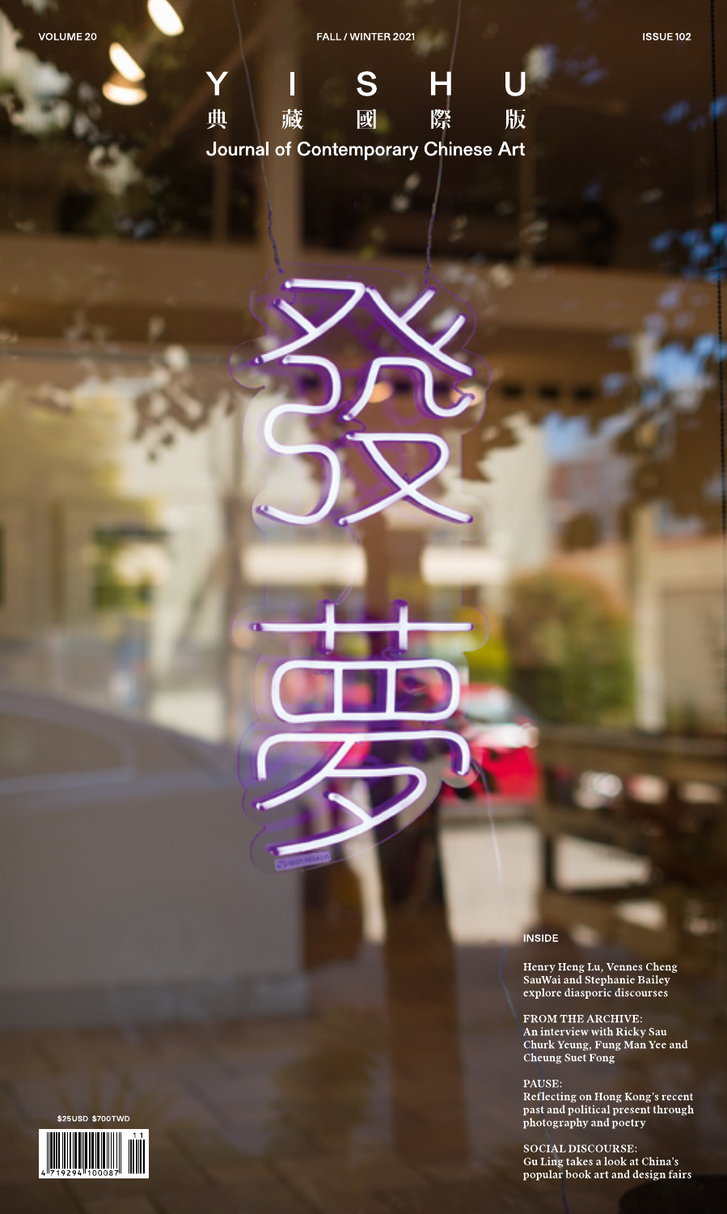VOLUME 20 FALL / WINTER 2021 ISSUE 102

# Y I S H U

典 藏 國 際 版

## Journal of Contemporary Chinese Art

發夢

**INSIDE**

Henry Heng Lu, Vennes Cheng SauWai and Stephanie Bailey explore diasporic discourses

FROM THE ARCHIVE:
An interview with Ricky Sau Churk Yeung, Fung Man Yee and Cheung Suet Fong

PAUSE:
Reflecting on Hong Kong's recent past and political present through photography and poetry

SOCIAL DISCOURSE:
Gu Ling takes a look at China's popular book art and design fairs

$25USD $700TWD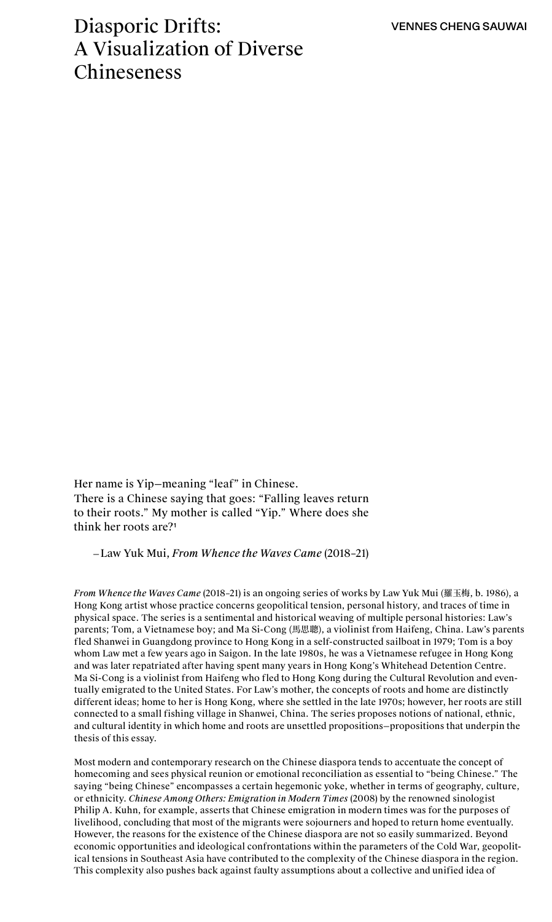# Diasporic Drifts: A Visualization of Diverse Chineseness

VENNES CHENG SAUWAI

Her name is Yip—meaning "leaf" in Chinese. There is a Chinese saying that goes: "Falling leaves return to their roots." My mother is called "Yip." Where does she think her roots are?[1]

—Law Yuk Mui, *From Whence the Waves Came* (2018–21)

*From Whence the Waves Came* (2018–21) is an ongoing series of works by Law Yuk Mui (羅玉梅, b. 1986), a Hong Kong artist whose practice concerns geopolitical tension, personal history, and traces of time in physical space. The series is a sentimental and historical weaving of multiple personal histories: Law's parents; Tom, a Vietnamese boy; and Ma Si-Cong (馬思聰), a violinist from Haifeng, China. Law's parents fled Shanwei in Guangdong province to Hong Kong in a self-constructed sailboat in 1979; Tom is a boy whom Law met a few years ago in Saigon. In the late 1980s, he was a Vietnamese refugee in Hong Kong and was later repatriated after having spent many years in Hong Kong's Whitehead Detention Centre. Ma Si-Cong is a violinist from Haifeng who fled to Hong Kong during the Cultural Revolution and eventually emigrated to the United States. For Law's mother, the concepts of roots and home are distinctly different ideas; home to her is Hong Kong, where she settled in the late 1970s; however, her roots are still connected to a small fishing village in Shanwei, China. The series proposes notions of national, ethnic, and cultural identity in which home and roots are unsettled propositions—propositions that underpin the thesis of this essay.

Most modern and contemporary research on the Chinese diaspora tends to accentuate the concept of homecoming and sees physical reunion or emotional reconciliation as essential to "being Chinese." The saying "being Chinese" encompasses a certain hegemonic yoke, whether in terms of geography, culture, or ethnicity. *Chinese Among Others: Emigration in Modern Times* (2008) by the renowned sinologist Philip A. Kuhn, for example, asserts that Chinese emigration in modern times was for the purposes of livelihood, concluding that most of the migrants were sojourners and hoped to return home eventually. However, the reasons for the existence of the Chinese diaspora are not so easily summarized. Beyond economic opportunities and ideological confrontations within the parameters of the Cold War, geopolitical tensions in Southeast Asia have contributed to the complexity of the Chinese diaspora in the region. This complexity also pushes back against faulty assumptions about a collective and unified idea of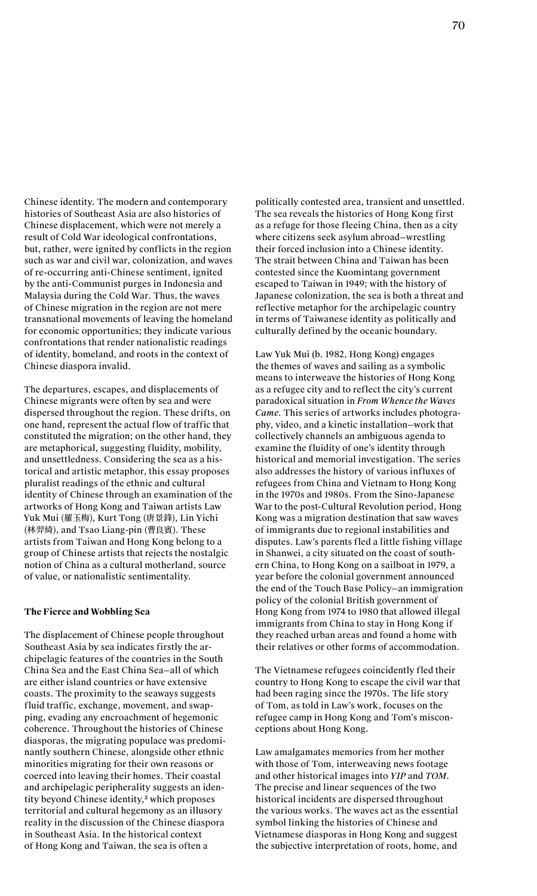Chinese identity. The modern and contemporary histories of Southeast Asia are also histories of Chinese displacement, which were not merely a result of Cold War ideological confrontations, but, rather, were ignited by conflicts in the region such as war and civil war, colonization, and waves of re-occurring anti-Chinese sentiment, ignited by the anti-Communist purges in Indonesia and Malaysia during the Cold War. Thus, the waves of Chinese migration in the region are not mere transnational movements of leaving the homeland for economic opportunities; they indicate various confrontations that render nationalistic readings of identity, homeland, and roots in the context of Chinese diaspora invalid.

The departures, escapes, and displacements of Chinese migrants were often by sea and were dispersed throughout the region. These drifts, on one hand, represent the actual flow of traffic that constituted the migration; on the other hand, they are metaphorical, suggesting fluidity, mobility, and unsettledness. Considering the sea as a historical and artistic metaphor, this essay proposes pluralist readings of the ethnic and cultural identity of Chinese through an examination of the artworks of Hong Kong and Taiwan artists Law Yuk Mui (羅玉梅), Kurt Tong (唐景鋒), Lin Yichi (林羿綺), and Tsao Liang-pin (曹良賓). These artists from Taiwan and Hong Kong belong to a group of Chinese artists that rejects the nostalgic notion of China as a cultural motherland, source of value, or nationalistic sentimentality.

### The Fierce and Wobbling Sea

The displacement of Chinese people throughout Southeast Asia by sea indicates firstly the archipelagic features of the countries in the South China Sea and the East China Sea—all of which are either island countries or have extensive coasts. The proximity to the seaways suggests fluid traffic, exchange, movement, and swapping, evading any encroachment of hegemonic coherence. Throughout the histories of Chinese diasporas, the migrating populace was predominantly southern Chinese, alongside other ethnic minorities migrating for their own reasons or coerced into leaving their homes. Their coastal and archipelagic peripherality suggests an identity beyond Chinese identity,[2] which proposes territorial and cultural hegemony as an illusory reality in the discussion of the Chinese diaspora in Southeast Asia. In the historical context of Hong Kong and Taiwan, the sea is often a politically contested area, transient and unsettled. The sea reveals the histories of Hong Kong first as a refuge for those fleeing China, then as a city where citizens seek asylum abroad—wrestling their forced inclusion into a Chinese identity. The strait between China and Taiwan has been contested since the Kuomintang government escaped to Taiwan in 1949; with the history of Japanese colonization, the sea is both a threat and reflective metaphor for the archipelagic country in terms of Taiwanese identity as politically and culturally defined by the oceanic boundary.

Law Yuk Mui (b. 1982, Hong Kong) engages the themes of waves and sailing as a symbolic means to interweave the histories of Hong Kong as a refugee city and to reflect the city's current paradoxical situation in *From Whence the Waves Came*. This series of artworks includes photography, video, and a kinetic installation—work that collectively channels an ambiguous agenda to examine the fluidity of one's identity through historical and memorial investigation. The series also addresses the history of various influxes of refugees from China and Vietnam to Hong Kong in the 1970s and 1980s. From the Sino-Japanese War to the post-Cultural Revolution period, Hong Kong was a migration destination that saw waves of immigrants due to regional instabilities and disputes. Law's parents fled a little fishing village in Shanwei, a city situated on the coast of southern China, to Hong Kong on a sailboat in 1979, a year before the colonial government announced the end of the Touch Base Policy—an immigration policy of the colonial British government of Hong Kong from 1974 to 1980 that allowed illegal immigrants from China to stay in Hong Kong if they reached urban areas and found a home with their relatives or other forms of accommodation.

The Vietnamese refugees coincidently fled their country to Hong Kong to escape the civil war that had been raging since the 1970s. The life story of Tom, as told in Law's work, focuses on the refugee camp in Hong Kong and Tom's misconceptions about Hong Kong.

Law amalgamates memories from her mother with those of Tom, interweaving news footage and other historical images into *YIP* and *TOM*. The precise and linear sequences of the two historical incidents are dispersed throughout the various works. The waves act as the essential symbol linking the histories of Chinese and Vietnamese diasporas in Hong Kong and suggest the subjective interpretation of roots, home, and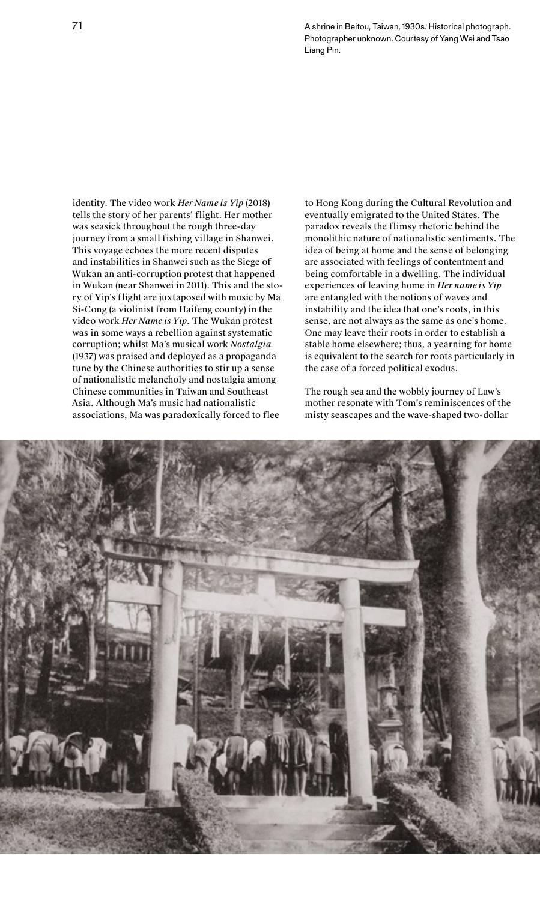A shrine in Beitou, Taiwan, 1930s. Historical photograph. Photographer unknown. Courtesy of Yang Wei and Tsao Liang Pin.

identity. The video work *Her Name is Yip* (2018) tells the story of her parents' flight. Her mother was seasick throughout the rough three-day journey from a small fishing village in Shanwei. This voyage echoes the more recent disputes and instabilities in Shanwei such as the Siege of Wukan an anti-corruption protest that happened in Wukan (near Shanwei in 2011). This and the story of Yip's flight are juxtaposed with music by Ma Si-Cong (a violinist from Haifeng county) in the video work *Her Name is Yip*. The Wukan protest was in some ways a rebellion against systematic corruption; whilst Ma's musical work *Nostalgia* (1937) was praised and deployed as a propaganda tune by the Chinese authorities to stir up a sense of nationalistic melancholy and nostalgia among Chinese communities in Taiwan and Southeast Asia. Although Ma's music had nationalistic associations, Ma was paradoxically forced to flee to Hong Kong during the Cultural Revolution and eventually emigrated to the United States. The paradox reveals the flimsy rhetoric behind the monolithic nature of nationalistic sentiments. The idea of being at home and the sense of belonging are associated with feelings of contentment and being comfortable in a dwelling. The individual experiences of leaving home in *Her name is Yip* are entangled with the notions of waves and instability and the idea that one's roots, in this sense, are not always as the same as one's home. One may leave their roots in order to establish a stable home elsewhere; thus, a yearning for home is equivalent to the search for roots particularly in the case of a forced political exodus.

The rough sea and the wobbly journey of Law's mother resonate with Tom's reminiscences of the misty seascapes and the wave-shaped two-dollar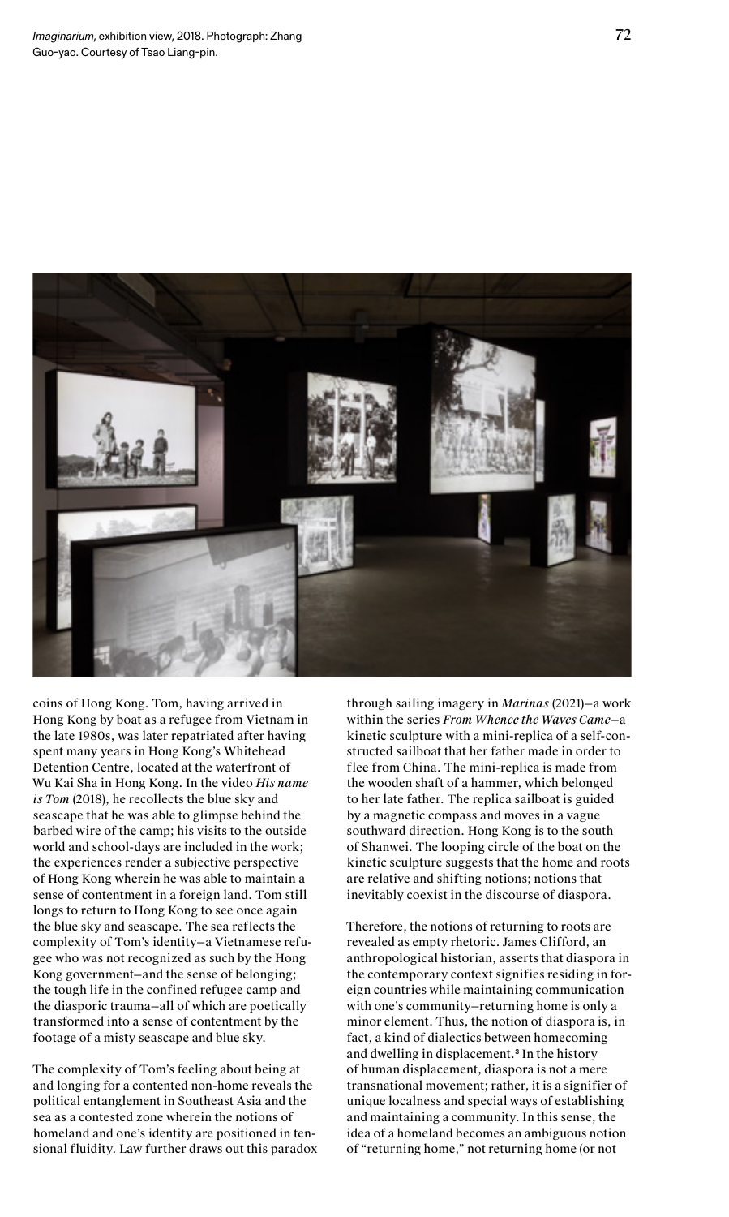*Imaginarium*, exhibition view, 2018. Photograph: Zhang Guo-yao. Courtesy of Tsao Liang-pin.

coins of Hong Kong. Tom, having arrived in Hong Kong by boat as a refugee from Vietnam in the late 1980s, was later repatriated after having spent many years in Hong Kong's Whitehead Detention Centre, located at the waterfront of Wu Kai Sha in Hong Kong. In the video ***His name is Tom*** (2018), he recollects the blue sky and seascape that he was able to glimpse behind the barbed wire of the camp; his visits to the outside world and school-days are included in the work; the experiences render a subjective perspective of Hong Kong wherein he was able to maintain a sense of contentment in a foreign land. Tom still longs to return to Hong Kong to see once again the blue sky and seascape. The sea reflects the complexity of Tom's identity—a Vietnamese refugee who was not recognized as such by the Hong Kong government—and the sense of belonging; the tough life in the confined refugee camp and the diasporic trauma—all of which are poetically transformed into a sense of contentment by the footage of a misty seascape and blue sky.

The complexity of Tom's feeling about being at and longing for a contented non-home reveals the political entanglement in Southeast Asia and the sea as a contested zone wherein the notions of homeland and one's identity are positioned in tensional fluidity. Law further draws out this paradox through sailing imagery in ***Marinas*** (2021)—a work within the series ***From Whence the Waves Came***—a kinetic sculpture with a mini-replica of a self-constructed sailboat that her father made in order to flee from China. The mini-replica is made from the wooden shaft of a hammer, which belonged to her late father. The replica sailboat is guided by a magnetic compass and moves in a vague southward direction. Hong Kong is to the south of Shanwei. The looping circle of the boat on the kinetic sculpture suggests that the home and roots are relative and shifting notions; notions that inevitably coexist in the discourse of diaspora.

Therefore, the notions of returning to roots are revealed as empty rhetoric. James Clifford, an anthropological historian, asserts that diaspora in the contemporary context signifies residing in foreign countries while maintaining communication with one's community—returning home is only a minor element. Thus, the notion of diaspora is, in fact, a kind of dialectics between homecoming and dwelling in displacement.[3] In the history of human displacement, diaspora is not a mere transnational movement; rather, it is a signifier of unique localness and special ways of establishing and maintaining a community. In this sense, the idea of a homeland becomes an ambiguous notion of "returning home," not returning home (or not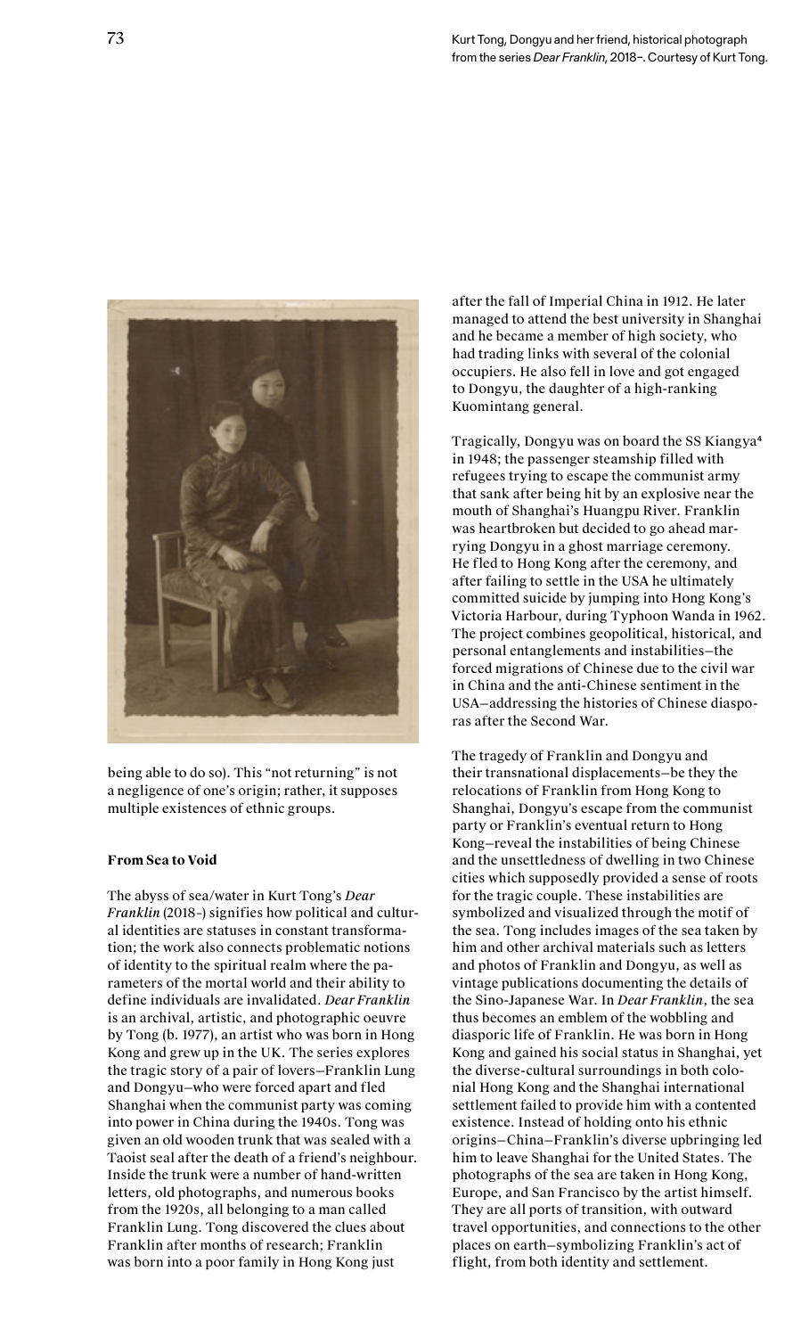Kurt Tong, Dongyu and her friend, historical photograph from the series *Dear Franklin*, 2018–. Courtesy of Kurt Tong.

being able to do so). This "not returning" is not a negligence of one's origin; rather, it supposes multiple existences of ethnic groups.

**From Sea to Void**

The abyss of sea/water in Kurt Tong's *Dear Franklin* (2018–) signifies how political and cultural identities are statuses in constant transformation; the work also connects problematic notions of identity to the spiritual realm where the parameters of the mortal world and their ability to define individuals are invalidated. *Dear Franklin* is an archival, artistic, and photographic oeuvre by Tong (b. 1977), an artist who was born in Hong Kong and grew up in the UK. The series explores the tragic story of a pair of lovers—Franklin Lung and Dongyu—who were forced apart and fled Shanghai when the communist party was coming into power in China during the 1940s. Tong was given an old wooden trunk that was sealed with a Taoist seal after the death of a friend's neighbour. Inside the trunk were a number of hand-written letters, old photographs, and numerous books from the 1920s, all belonging to a man called Franklin Lung. Tong discovered the clues about Franklin after months of research; Franklin was born into a poor family in Hong Kong just after the fall of Imperial China in 1912. He later managed to attend the best university in Shanghai and he became a member of high society, who had trading links with several of the colonial occupiers. He also fell in love and got engaged to Dongyu, the daughter of a high-ranking Kuomintang general.

Tragically, Dongyu was on board the SS Kiangya[4] in 1948; the passenger steamship filled with refugees trying to escape the communist army that sank after being hit by an explosive near the mouth of Shanghai's Huangpu River. Franklin was heartbroken but decided to go ahead marrying Dongyu in a ghost marriage ceremony. He fled to Hong Kong after the ceremony, and after failing to settle in the USA he ultimately committed suicide by jumping into Hong Kong's Victoria Harbour, during Typhoon Wanda in 1962. The project combines geopolitical, historical, and personal entanglements and instabilities—the forced migrations of Chinese due to the civil war in China and the anti-Chinese sentiment in the USA—addressing the histories of Chinese diasporas after the Second War.

The tragedy of Franklin and Dongyu and their transnational displacements—be they the relocations of Franklin from Hong Kong to Shanghai, Dongyu's escape from the communist party or Franklin's eventual return to Hong Kong—reveal the instabilities of being Chinese and the unsettledness of dwelling in two Chinese cities which supposedly provided a sense of roots for the tragic couple. These instabilities are symbolized and visualized through the motif of the sea. Tong includes images of the sea taken by him and other archival materials such as letters and photos of Franklin and Dongyu, as well as vintage publications documenting the details of the Sino-Japanese War. In *Dear Franklin*, the sea thus becomes an emblem of the wobbling and diasporic life of Franklin. He was born in Hong Kong and gained his social status in Shanghai, yet the diverse-cultural surroundings in both colonial Hong Kong and the Shanghai international settlement failed to provide him with a contented existence. Instead of holding onto his ethnic origins—China—Franklin's diverse upbringing led him to leave Shanghai for the United States. The photographs of the sea are taken in Hong Kong, Europe, and San Francisco by the artist himself. They are all ports of transition, with outward travel opportunities, and connections to the other places on earth—symbolizing Franklin's act of flight, from both identity and settlement.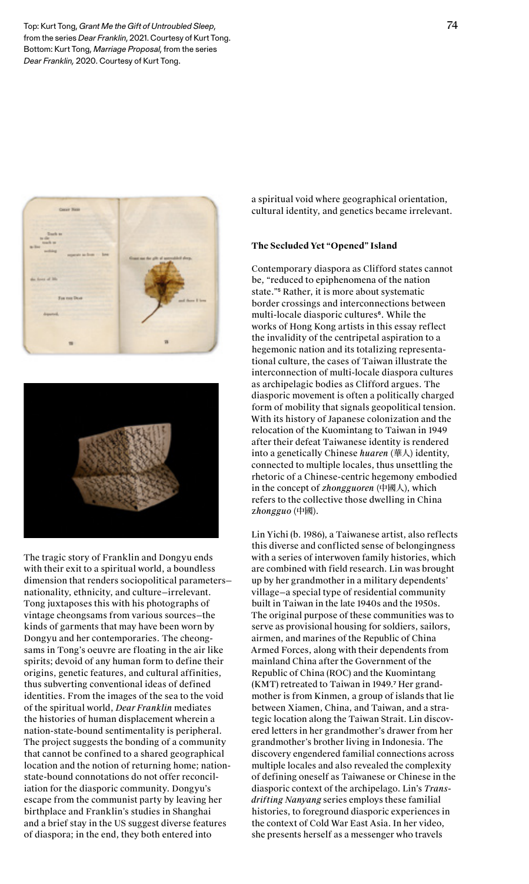Top: Kurt Tong, *Grant Me the Gift of Untroubled Sleep*, from the series *Dear Franklin*, 2021. Courtesy of Kurt Tong.
Bottom: Kurt Tong, *Marriage Proposal*, from the series *Dear Franklin,* 2020. Courtesy of Kurt Tong.

The tragic story of Franklin and Dongyu ends with their exit to a spiritual world, a boundless dimension that renders sociopolitical parameters—nationality, ethnicity, and culture—irrelevant. Tong juxtaposes this with his photographs of vintage cheongsams from various sources—the kinds of garments that may have been worn by Dongyu and her contemporaries. The cheongsams in Tong's oeuvre are floating in the air like spirits; devoid of any human form to define their origins, genetic features, and cultural affinities, thus subverting conventional ideas of defined identities. From the images of the sea to the void of the spiritual world, *Dear Franklin* mediates the histories of human displacement wherein a nation-state-bound sentimentality is peripheral. The project suggests the bonding of a community that cannot be confined to a shared geographical location and the notion of returning home; nation-state-bound connotations do not offer reconciliation for the diasporic community. Dongyu's escape from the communist party by leaving her birthplace and Franklin's studies in Shanghai and a brief stay in the US suggest diverse features of diaspora; in the end, they both entered into a spiritual void where geographical orientation, cultural identity, and genetics became irrelevant.

## The Secluded Yet "Opened" Island

Contemporary diaspora as Clifford states cannot be, "reduced to epiphenomena of the nation state."[5] Rather, it is more about systematic border crossings and interconnections between multi-locale diasporic cultures[6]. While the works of Hong Kong artists in this essay reflect the invalidity of the centripetal aspiration to a hegemonic nation and its totalizing representational culture, the cases of Taiwan illustrate the interconnection of multi-locale diaspora cultures as archipelagic bodies as Clifford argues. The diasporic movement is often a politically charged form of mobility that signals geopolitical tension. With its history of Japanese colonization and the relocation of the Kuomintang to Taiwan in 1949 after their defeat Taiwanese identity is rendered into a genetically Chinese ***huaren*** (華人) identity, connected to multiple locales, thus unsettling the rhetoric of a Chinese-centric hegemony embodied in the concept of ***zhongguoren*** (中國人), which refers to the collective those dwelling in China ***zhongguo*** (中國).

Lin Yichi (b. 1986), a Taiwanese artist, also reflects this diverse and conflicted sense of belongingness with a series of interwoven family histories, which are combined with field research. Lin was brought up by her grandmother in a military dependents' village—a special type of residential community built in Taiwan in the late 1940s and the 1950s. The original purpose of these communities was to serve as provisional housing for soldiers, sailors, airmen, and marines of the Republic of China Armed Forces, along with their dependents from mainland China after the Government of the Republic of China (ROC) and the Kuomintang (KMT) retreated to Taiwan in 1949.[7] Her grandmother is from Kinmen, a group of islands that lie between Xiamen, China, and Taiwan, and a strategic location along the Taiwan Strait. Lin discovered letters in her grandmother's drawer from her grandmother's brother living in Indonesia. The discovery engendered familial connections across multiple locales and also revealed the complexity of defining oneself as Taiwanese or Chinese in the diasporic context of the archipelago. Lin's *Trans-drifting Nanyang* series employs these familial histories, to foreground diasporic experiences in the context of Cold War East Asia. In her video, she presents herself as a messenger who travels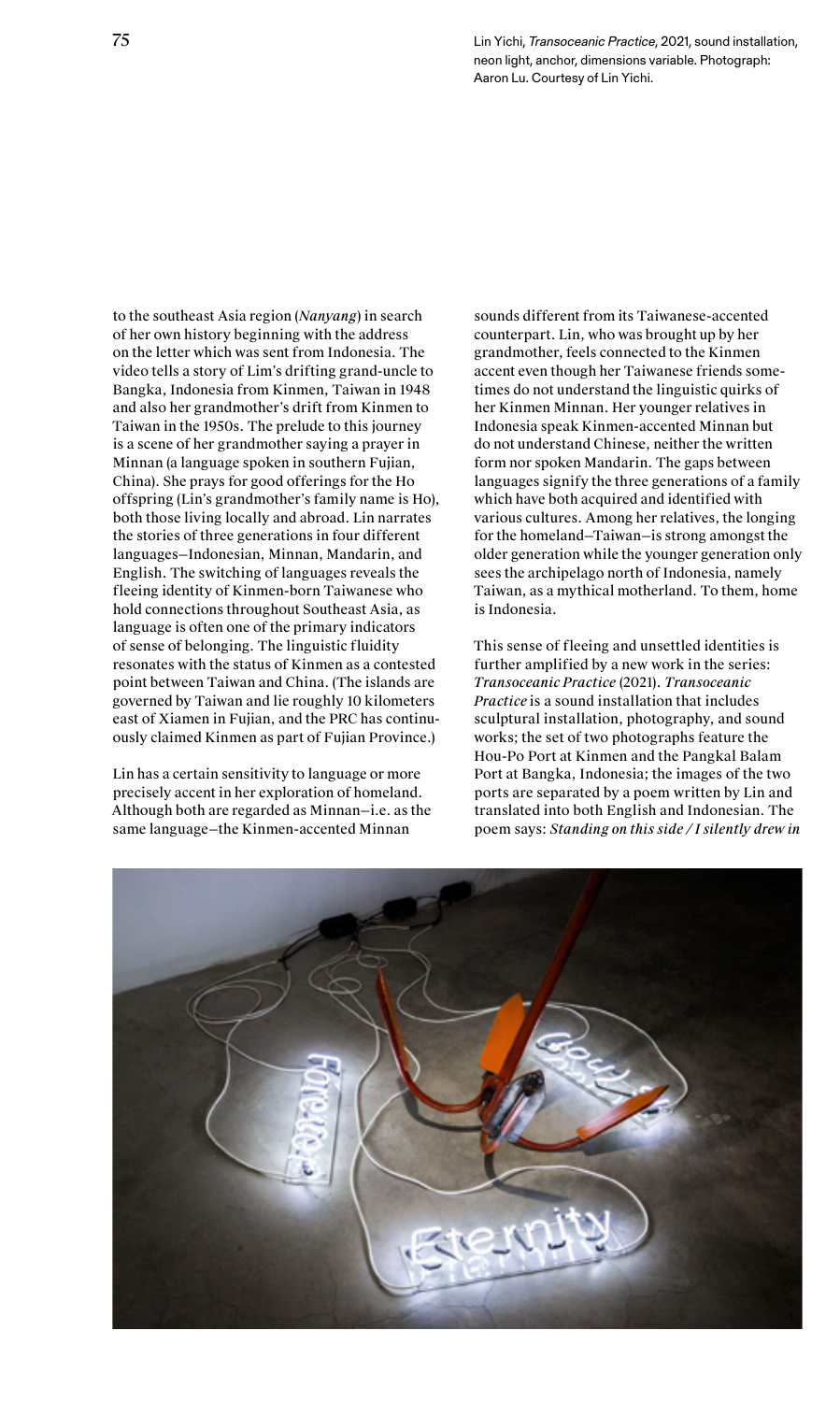Lin Yichi, *Transoceanic Practice*, 2021, sound installation, neon light, anchor, dimensions variable. Photograph: Aaron Lu. Courtesy of Lin Yichi.

to the southeast Asia region (*Nanyang*) in search of her own history beginning with the address on the letter which was sent from Indonesia. The video tells a story of Lim's drifting grand-uncle to Bangka, Indonesia from Kinmen, Taiwan in 1948 and also her grandmother's drift from Kinmen to Taiwan in the 1950s. The prelude to this journey is a scene of her grandmother saying a prayer in Minnan (a language spoken in southern Fujian, China). She prays for good offerings for the Ho offspring (Lin's grandmother's family name is Ho), both those living locally and abroad. Lin narrates the stories of three generations in four different languages—Indonesian, Minnan, Mandarin, and English. The switching of languages reveals the fleeing identity of Kinmen-born Taiwanese who hold connections throughout Southeast Asia, as language is often one of the primary indicators of sense of belonging. The linguistic fluidity resonates with the status of Kinmen as a contested point between Taiwan and China. (The islands are governed by Taiwan and lie roughly 10 kilometers east of Xiamen in Fujian, and the PRC has continuously claimed Kinmen as part of Fujian Province.)

Lin has a certain sensitivity to language or more precisely accent in her exploration of homeland. Although both are regarded as Minnan—i.e. as the same language—the Kinmen-accented Minnan sounds different from its Taiwanese-accented counterpart. Lin, who was brought up by her grandmother, feels connected to the Kinmen accent even though her Taiwanese friends sometimes do not understand the linguistic quirks of her Kinmen Minnan. Her younger relatives in Indonesia speak Kinmen-accented Minnan but do not understand Chinese, neither the written form nor spoken Mandarin. The gaps between languages signify the three generations of a family which have both acquired and identified with various cultures. Among her relatives, the longing for the homeland—Taiwan—is strong amongst the older generation while the younger generation only sees the archipelago north of Indonesia, namely Taiwan, as a mythical motherland. To them, home is Indonesia.

This sense of fleeing and unsettled identities is further amplified by a new work in the series: *Transoceanic Practice* (2021). *Transoceanic Practice* is a sound installation that includes sculptural installation, photography, and sound works; the set of two photographs feature the Hou-Po Port at Kinmen and the Pangkal Balam Port at Bangka, Indonesia; the images of the two ports are separated by a poem written by Lin and translated into both English and Indonesian. The poem says: *Standing on this side / I silently drew in*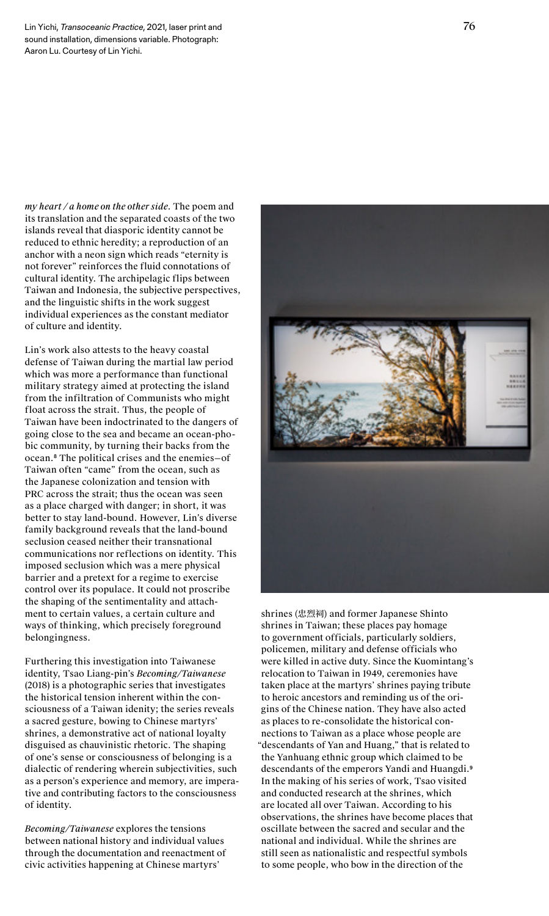Lin Yichi, *Transoceanic Practice*, 2021, laser print and sound installation, dimensions variable. Photograph: Aaron Lu. Courtesy of Lin Yichi.

*my heart / a home on the other side*. The poem and its translation and the separated coasts of the two islands reveal that diasporic identity cannot be reduced to ethnic heredity; a reproduction of an anchor with a neon sign which reads "eternity is not forever" reinforces the fluid connotations of cultural identity. The archipelagic flips between Taiwan and Indonesia, the subjective perspectives, and the linguistic shifts in the work suggest individual experiences as the constant mediator of culture and identity.

Lin's work also attests to the heavy coastal defense of Taiwan during the martial law period which was more a performance than functional military strategy aimed at protecting the island from the infiltration of Communists who might float across the strait. Thus, the people of Taiwan have been indoctrinated to the dangers of going close to the sea and became an ocean-phobic community, by turning their backs from the ocean.[8] The political crises and the enemies—of Taiwan often "came" from the ocean, such as the Japanese colonization and tension with PRC across the strait; thus the ocean was seen as a place charged with danger; in short, it was better to stay land-bound. However, Lin's diverse family background reveals that the land-bound seclusion ceased neither their transnational communications nor reflections on identity. This imposed seclusion which was a mere physical barrier and a pretext for a regime to exercise control over its populace. It could not proscribe the shaping of the sentimentality and attachment to certain values, a certain culture and ways of thinking, which precisely foreground belongingness.

Furthering this investigation into Taiwanese identity, Tsao Liang-pin's *Becoming/Taiwanese* (2018) is a photographic series that investigates the historical tension inherent within the consciousness of a Taiwan idenity; the series reveals a sacred gesture, bowing to Chinese martyrs' shrines, a demonstrative act of national loyalty disguised as chauvinistic rhetoric. The shaping of one's sense or consciousness of belonging is a dialectic of rendering wherein subjectivities, such as a person's experience and memory, are imperative and contributing factors to the consciousness of identity.

*Becoming/Taiwanese* explores the tensions between national history and individual values through the documentation and reenactment of civic activities happening at Chinese martyrs' shrines (忠烈祠) and former Japanese Shinto shrines in Taiwan; these places pay homage to government officials, particularly soldiers, policemen, military and defense officials who were killed in active duty. Since the Kuomintang's relocation to Taiwan in 1949, ceremonies have taken place at the martyrs' shrines paying tribute to heroic ancestors and reminding us of the origins of the Chinese nation. They have also acted as places to re-consolidate the historical connections to Taiwan as a place whose people are "descendants of Yan and Huang," that is related to the Yanhuang ethnic group which claimed to be descendants of the emperors Yandi and Huangdi.[9] In the making of his series of work, Tsao visited and conducted research at the shrines, which are located all over Taiwan. According to his observations, the shrines have become places that oscillate between the sacred and secular and the national and individual. While the shrines are still seen as nationalistic and respectful symbols to some people, who bow in the direction of the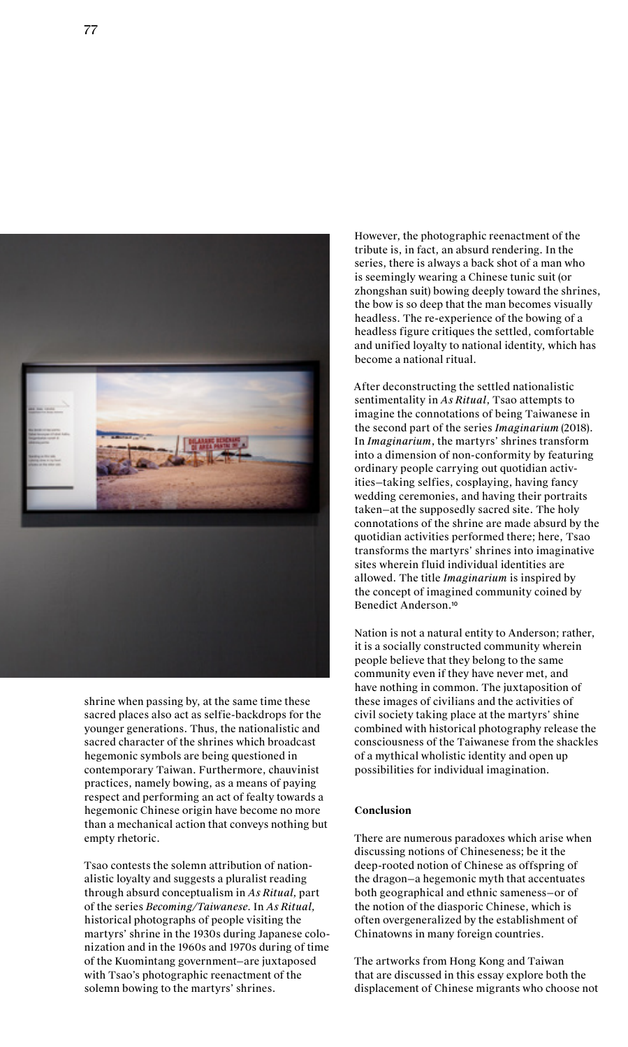shrine when passing by, at the same time these sacred places also act as selfie-backdrops for the younger generations. Thus, the nationalistic and sacred character of the shrines which broadcast hegemonic symbols are being questioned in contemporary Taiwan. Furthermore, chauvinist practices, namely bowing, as a means of paying respect and performing an act of fealty towards a hegemonic Chinese origin have become no more than a mechanical action that conveys nothing but empty rhetoric.

Tsao contests the solemn attribution of nationalistic loyalty and suggests a pluralist reading through absurd conceptualism in *As Ritual*, part of the series *Becoming/Taiwanese*. In *As Ritual*, historical photographs of people visiting the martyrs' shrine in the 1930s during Japanese colonization and in the 1960s and 1970s during of time of the Kuomintang government—are juxtaposed with Tsao's photographic reenactment of the solemn bowing to the martyrs' shrines.

However, the photographic reenactment of the tribute is, in fact, an absurd rendering. In the series, there is always a back shot of a man who is seemingly wearing a Chinese tunic suit (or zhongshan suit) bowing deeply toward the shrines, the bow is so deep that the man becomes visually headless. The re-experience of the bowing of a headless figure critiques the settled, comfortable and unified loyalty to national identity, which has become a national ritual.

After deconstructing the settled nationalistic sentimentality in *As Ritual*, Tsao attempts to imagine the connotations of being Taiwanese in the second part of the series ***Imaginarium*** (2018). In *Imaginarium*, the martyrs' shrines transform into a dimension of non-conformity by featuring ordinary people carrying out quotidian activities—taking selfies, cosplaying, having fancy wedding ceremonies, and having their portraits taken—at the supposedly sacred site. The holy connotations of the shrine are made absurd by the quotidian activities performed there; here, Tsao transforms the martyrs' shrines into imaginative sites wherein fluid individual identities are allowed. The title *Imaginarium* is inspired by the concept of imagined community coined by Benedict Anderson.[10]

Nation is not a natural entity to Anderson; rather, it is a socially constructed community wherein people believe that they belong to the same community even if they have never met, and have nothing in common. The juxtaposition of these images of civilians and the activities of civil society taking place at the martyrs' shine combined with historical photography release the consciousness of the Taiwanese from the shackles of a mythical wholistic identity and open up possibilities for individual imagination.

**Conclusion**

There are numerous paradoxes which arise when discussing notions of Chineseness; be it the deep-rooted notion of Chinese as offspring of the dragon—a hegemonic myth that accentuates both geographical and ethnic sameness—or of the notion of the diasporic Chinese, which is often overgeneralized by the establishment of Chinatowns in many foreign countries.

The artworks from Hong Kong and Taiwan that are discussed in this essay explore both the displacement of Chinese migrants who choose not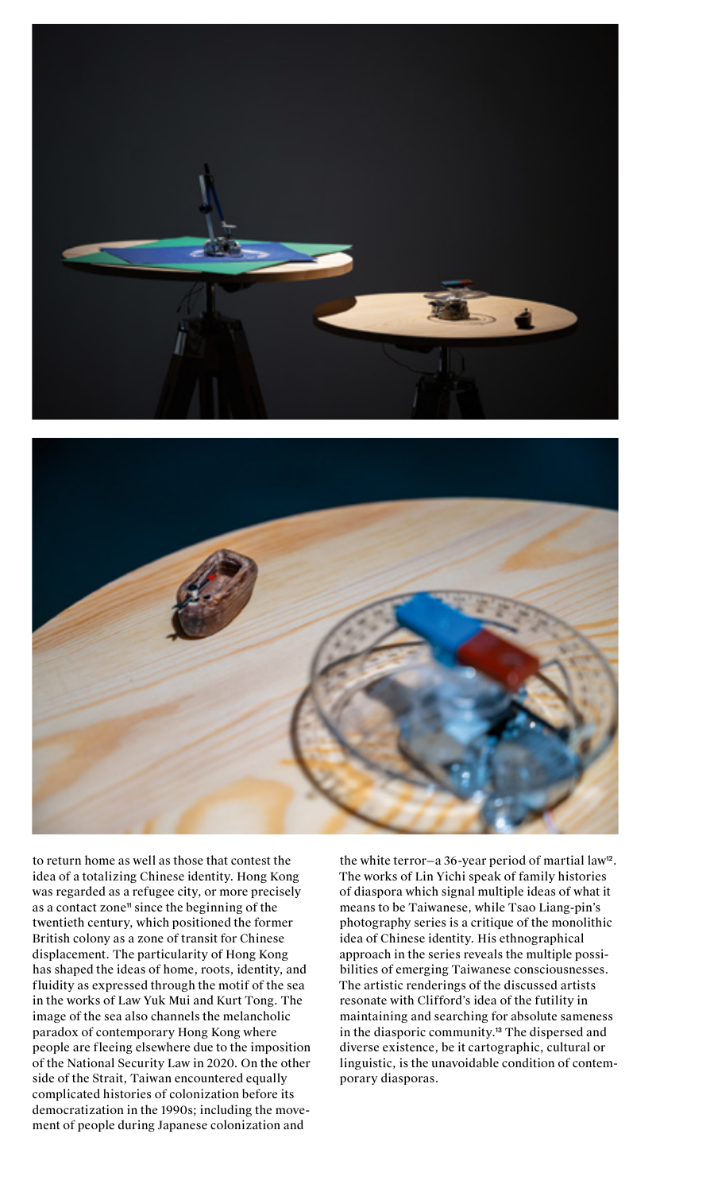to return home as well as those that contest the idea of a totalizing Chinese identity. Hong Kong was regarded as a refugee city, or more precisely as a contact zone[11] since the beginning of the twentieth century, which positioned the former British colony as a zone of transit for Chinese displacement. The particularity of Hong Kong has shaped the ideas of home, roots, identity, and fluidity as expressed through the motif of the sea in the works of Law Yuk Mui and Kurt Tong. The image of the sea also channels the melancholic paradox of contemporary Hong Kong where people are fleeing elsewhere due to the imposition of the National Security Law in 2020. On the other side of the Strait, Taiwan encountered equally complicated histories of colonization before its democratization in the 1990s; including the movement of people during Japanese colonization and the white terror—a 36-year period of martial law[12]. The works of Lin Yichi speak of family histories of diaspora which signal multiple ideas of what it means to be Taiwanese, while Tsao Liang-pin's photography series is a critique of the monolithic idea of Chinese identity. His ethnographical approach in the series reveals the multiple possibilities of emerging Taiwanese consciousnesses. The artistic renderings of the discussed artists resonate with Clifford's idea of the futility in maintaining and searching for absolute sameness in the diasporic community.[13] The dispersed and diverse existence, be it cartographic, cultural or linguistic, is the unavoidable condition of contemporary diasporas.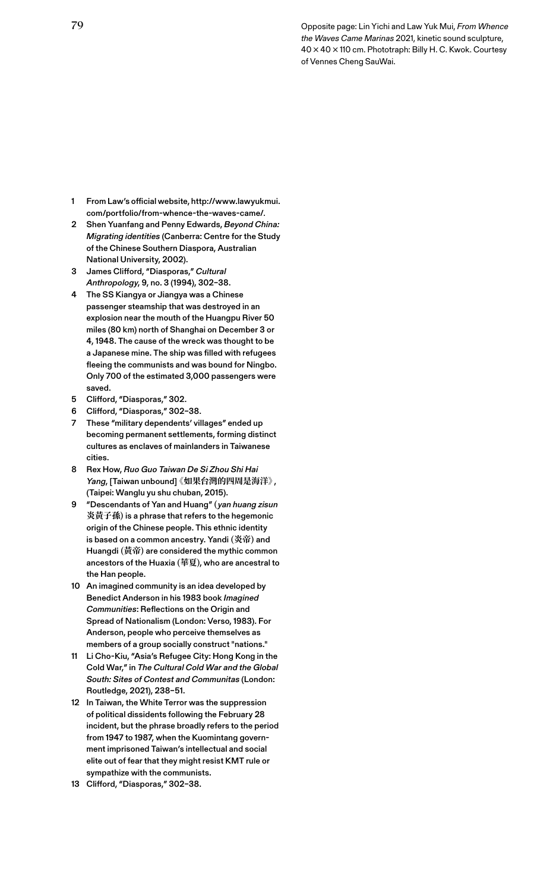Opposite page: Lin Yichi and Law Yuk Mui, *From Whence the Waves Came Marinas* 2021, kinetic sound sculpture, 40 × 40 × 110 cm. Phototraph: Billy H. C. Kwok. Courtesy of Vennes Cheng SauWai.

1 From Law's official website, http://www.lawyukmui.com/portfolio/from-whence-the-waves-came/.
2 Shen Yuanfang and Penny Edwards, *Beyond China: Migrating identities* (Canberra: Centre for the Study of the Chinese Southern Diaspora, Australian National University, 2002).
3 James Clifford, "Diasporas," *Cultural Anthropology*, 9, no. 3 (1994), 302–38.
4 The SS Kiangya or Jiangya was a Chinese passenger steamship that was destroyed in an explosion near the mouth of the Huangpu River 50 miles (80 km) north of Shanghai on December 3 or 4, 1948. The cause of the wreck was thought to be a Japanese mine. The ship was filled with refugees fleeing the communists and was bound for Ningbo. Only 700 of the estimated 3,000 passengers were saved.
5 Clifford, "Diasporas," 302.
6 Clifford, "Diasporas," 302–38.
7 These "military dependents' villages" ended up becoming permanent settlements, forming distinct cultures as enclaves of mainlanders in Taiwanese cities.
8 Rex How, *Ruo Guo Taiwan De Si Zhou Shi Hai Yang*, [Taiwan unbound]《如果台灣的四周是海洋》, (Taipei: Wanglu yu shu chuban, 2015).
9 "Descendants of Yan and Huang" (*yan huang zisun* 炎黃子孫) is a phrase that refers to the hegemonic origin of the Chinese people. This ethnic identity is based on a common ancestry. Yandi (炎帝) and Huangdi (黃帝) are considered the mythic common ancestors of the Huaxia (華夏), who are ancestral to the Han people.
10 An imagined community is an idea developed by Benedict Anderson in his 1983 book *Imagined Communities*: Reflections on the Origin and Spread of Nationalism (London: Verso, 1983). For Anderson, people who perceive themselves as members of a group socially construct "nations."
11 Li Cho-Kiu, "Asia's Refugee City: Hong Kong in the Cold War," in *The Cultural Cold War and the Global South: Sites of Contest and Communitas* (London: Routledge, 2021), 238–51.
12 In Taiwan, the White Terror was the suppression of political dissidents following the February 28 incident, but the phrase broadly refers to the period from 1947 to 1987, when the Kuomintang government imprisoned Taiwan's intellectual and social elite out of fear that they might resist KMT rule or sympathize with the communists.
13 Clifford, "Diasporas," 302–38.